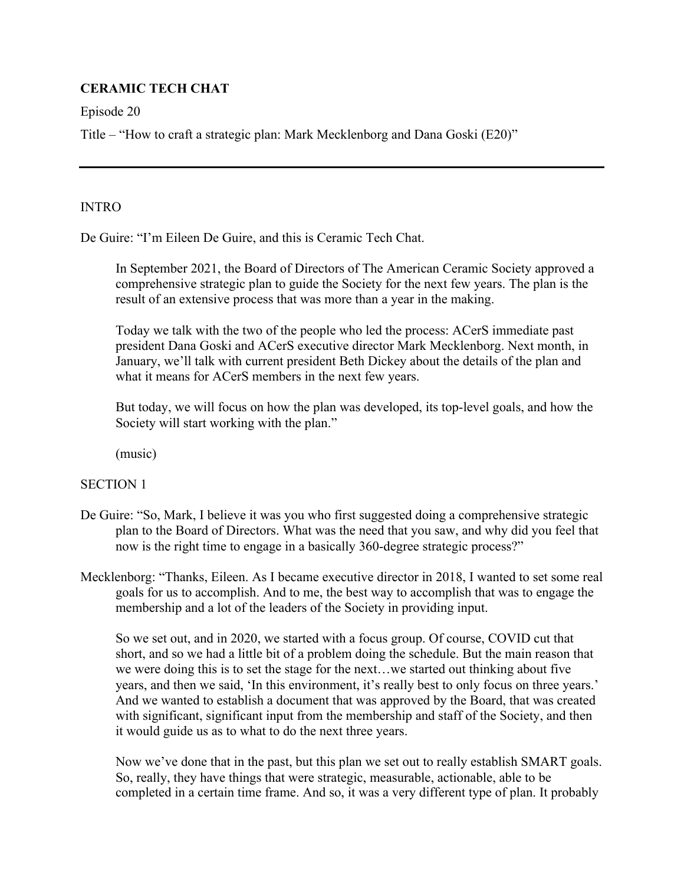**CERAMIC TECH CHAT**

Episode 20

Title – "How to craft a strategic plan: Mark Mecklenborg and Dana Goski (E20)"

---

INTRO

De Guire: "I'm Eileen De Guire, and this is Ceramic Tech Chat.

In September 2021, the Board of Directors of The American Ceramic Society approved a comprehensive strategic plan to guide the Society for the next few years. The plan is the result of an extensive process that was more than a year in the making.

Today we talk with the two of the people who led the process: ACerS immediate past president Dana Goski and ACerS executive director Mark Mecklenborg. Next month, in January, we'll talk with current president Beth Dickey about the details of the plan and what it means for ACerS members in the next few years.

But today, we will focus on how the plan was developed, its top-level goals, and how the Society will start working with the plan."

(music)

SECTION 1

De Guire: "So, Mark, I believe it was you who first suggested doing a comprehensive strategic plan to the Board of Directors. What was the need that you saw, and why did you feel that now is the right time to engage in a basically 360-degree strategic process?"

Mecklenborg: "Thanks, Eileen. As I became executive director in 2018, I wanted to set some real goals for us to accomplish. And to me, the best way to accomplish that was to engage the membership and a lot of the leaders of the Society in providing input.

So we set out, and in 2020, we started with a focus group. Of course, COVID cut that short, and so we had a little bit of a problem doing the schedule. But the main reason that we were doing this is to set the stage for the next…we started out thinking about five years, and then we said, 'In this environment, it's really best to only focus on three years.' And we wanted to establish a document that was approved by the Board, that was created with significant, significant input from the membership and staff of the Society, and then it would guide us as to what to do the next three years.

Now we've done that in the past, but this plan we set out to really establish SMART goals. So, really, they have things that were strategic, measurable, actionable, able to be completed in a certain time frame. And so, it was a very different type of plan. It probably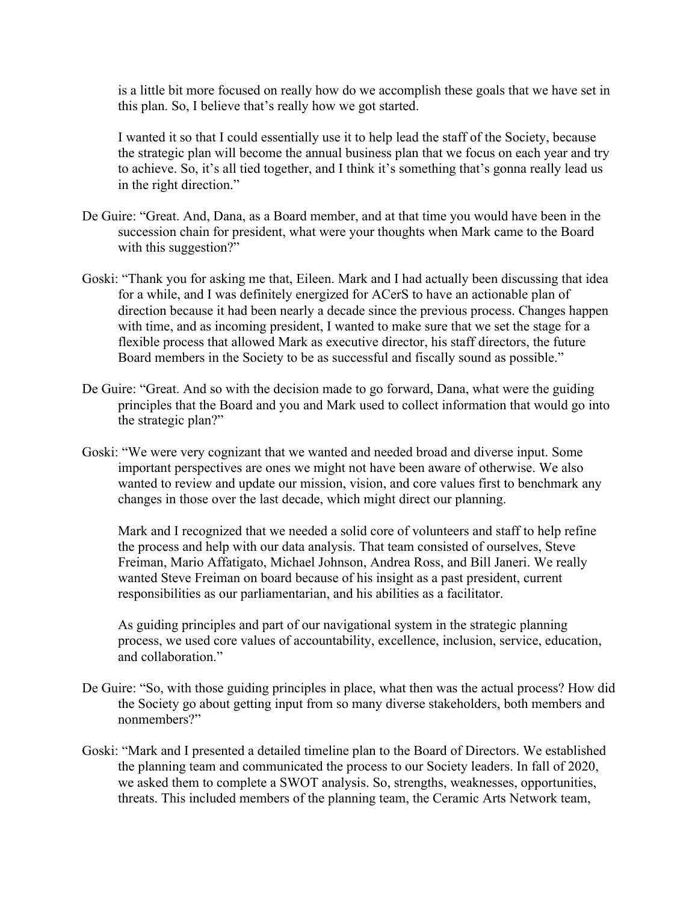is a little bit more focused on really how do we accomplish these goals that we have set in this plan. So, I believe that's really how we got started.

I wanted it so that I could essentially use it to help lead the staff of the Society, because the strategic plan will become the annual business plan that we focus on each year and try to achieve. So, it's all tied together, and I think it's something that's gonna really lead us in the right direction."

De Guire: "Great. And, Dana, as a Board member, and at that time you would have been in the succession chain for president, what were your thoughts when Mark came to the Board with this suggestion?"

Goski: "Thank you for asking me that, Eileen. Mark and I had actually been discussing that idea for a while, and I was definitely energized for ACerS to have an actionable plan of direction because it had been nearly a decade since the previous process. Changes happen with time, and as incoming president, I wanted to make sure that we set the stage for a flexible process that allowed Mark as executive director, his staff directors, the future Board members in the Society to be as successful and fiscally sound as possible."

De Guire: "Great. And so with the decision made to go forward, Dana, what were the guiding principles that the Board and you and Mark used to collect information that would go into the strategic plan?"

Goski: "We were very cognizant that we wanted and needed broad and diverse input. Some important perspectives are ones we might not have been aware of otherwise. We also wanted to review and update our mission, vision, and core values first to benchmark any changes in those over the last decade, which might direct our planning.

Mark and I recognized that we needed a solid core of volunteers and staff to help refine the process and help with our data analysis. That team consisted of ourselves, Steve Freiman, Mario Affatigato, Michael Johnson, Andrea Ross, and Bill Janeri. We really wanted Steve Freiman on board because of his insight as a past president, current responsibilities as our parliamentarian, and his abilities as a facilitator.

As guiding principles and part of our navigational system in the strategic planning process, we used core values of accountability, excellence, inclusion, service, education, and collaboration."

De Guire: "So, with those guiding principles in place, what then was the actual process? How did the Society go about getting input from so many diverse stakeholders, both members and nonmembers?"

Goski: "Mark and I presented a detailed timeline plan to the Board of Directors. We established the planning team and communicated the process to our Society leaders. In fall of 2020, we asked them to complete a SWOT analysis. So, strengths, weaknesses, opportunities, threats. This included members of the planning team, the Ceramic Arts Network team,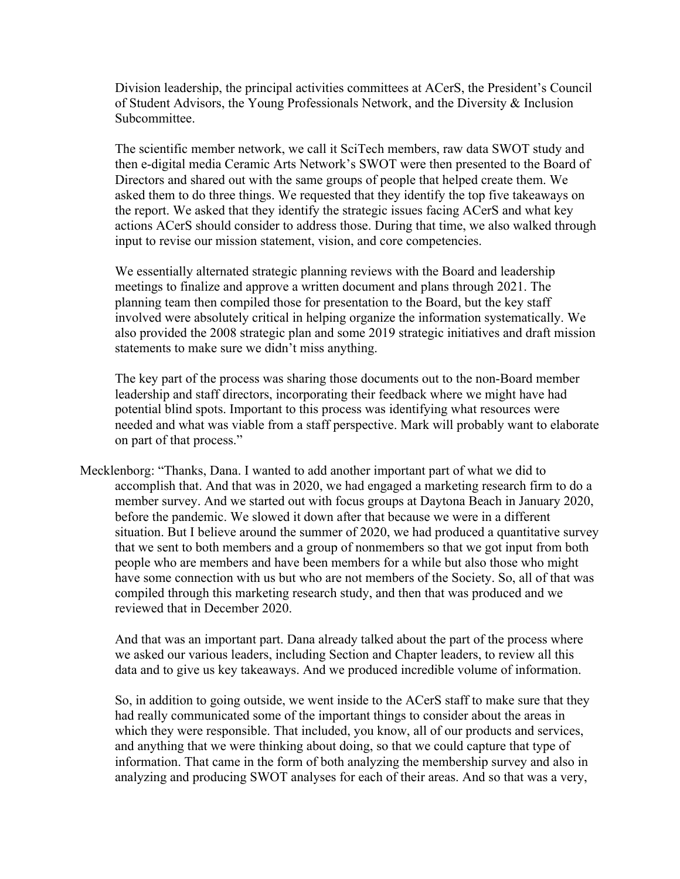Division leadership, the principal activities committees at ACerS, the President's Council of Student Advisors, the Young Professionals Network, and the Diversity & Inclusion Subcommittee.

The scientific member network, we call it SciTech members, raw data SWOT study and then e-digital media Ceramic Arts Network's SWOT were then presented to the Board of Directors and shared out with the same groups of people that helped create them. We asked them to do three things. We requested that they identify the top five takeaways on the report. We asked that they identify the strategic issues facing ACerS and what key actions ACerS should consider to address those. During that time, we also walked through input to revise our mission statement, vision, and core competencies.

We essentially alternated strategic planning reviews with the Board and leadership meetings to finalize and approve a written document and plans through 2021. The planning team then compiled those for presentation to the Board, but the key staff involved were absolutely critical in helping organize the information systematically. We also provided the 2008 strategic plan and some 2019 strategic initiatives and draft mission statements to make sure we didn't miss anything.

The key part of the process was sharing those documents out to the non-Board member leadership and staff directors, incorporating their feedback where we might have had potential blind spots. Important to this process was identifying what resources were needed and what was viable from a staff perspective. Mark will probably want to elaborate on part of that process."

Mecklenborg: "Thanks, Dana. I wanted to add another important part of what we did to accomplish that. And that was in 2020, we had engaged a marketing research firm to do a member survey. And we started out with focus groups at Daytona Beach in January 2020, before the pandemic. We slowed it down after that because we were in a different situation. But I believe around the summer of 2020, we had produced a quantitative survey that we sent to both members and a group of nonmembers so that we got input from both people who are members and have been members for a while but also those who might have some connection with us but who are not members of the Society. So, all of that was compiled through this marketing research study, and then that was produced and we reviewed that in December 2020.

And that was an important part. Dana already talked about the part of the process where we asked our various leaders, including Section and Chapter leaders, to review all this data and to give us key takeaways. And we produced incredible volume of information.

So, in addition to going outside, we went inside to the ACerS staff to make sure that they had really communicated some of the important things to consider about the areas in which they were responsible. That included, you know, all of our products and services, and anything that we were thinking about doing, so that we could capture that type of information. That came in the form of both analyzing the membership survey and also in analyzing and producing SWOT analyses for each of their areas. And so that was a very,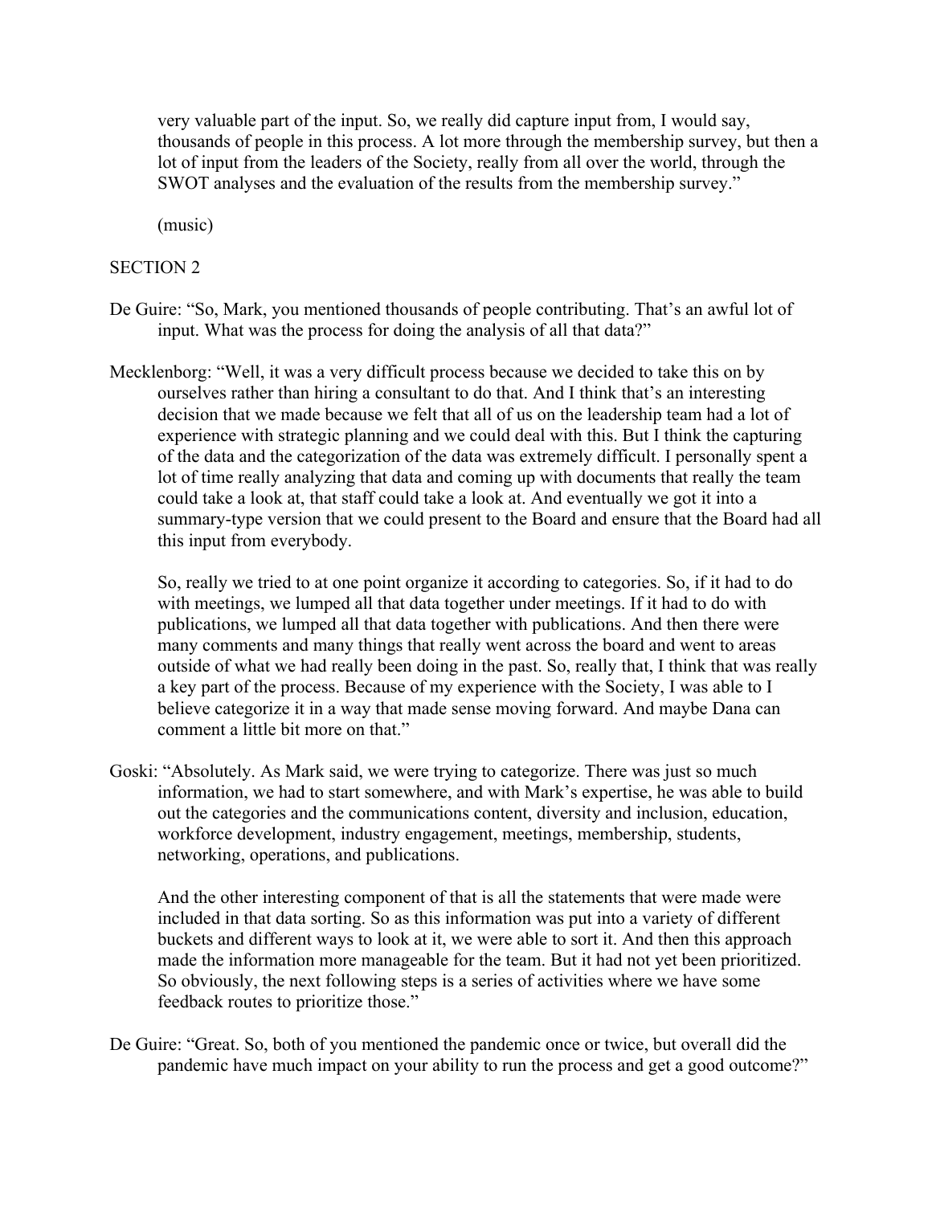very valuable part of the input. So, we really did capture input from, I would say, thousands of people in this process. A lot more through the membership survey, but then a lot of input from the leaders of the Society, really from all over the world, through the SWOT analyses and the evaluation of the results from the membership survey."

(music)

SECTION 2

De Guire: "So, Mark, you mentioned thousands of people contributing. That's an awful lot of input. What was the process for doing the analysis of all that data?"

Mecklenborg: "Well, it was a very difficult process because we decided to take this on by ourselves rather than hiring a consultant to do that. And I think that's an interesting decision that we made because we felt that all of us on the leadership team had a lot of experience with strategic planning and we could deal with this. But I think the capturing of the data and the categorization of the data was extremely difficult. I personally spent a lot of time really analyzing that data and coming up with documents that really the team could take a look at, that staff could take a look at. And eventually we got it into a summary-type version that we could present to the Board and ensure that the Board had all this input from everybody.

So, really we tried to at one point organize it according to categories. So, if it had to do with meetings, we lumped all that data together under meetings. If it had to do with publications, we lumped all that data together with publications. And then there were many comments and many things that really went across the board and went to areas outside of what we had really been doing in the past. So, really that, I think that was really a key part of the process. Because of my experience with the Society, I was able to I believe categorize it in a way that made sense moving forward. And maybe Dana can comment a little bit more on that."

Goski: "Absolutely. As Mark said, we were trying to categorize. There was just so much information, we had to start somewhere, and with Mark's expertise, he was able to build out the categories and the communications content, diversity and inclusion, education, workforce development, industry engagement, meetings, membership, students, networking, operations, and publications.

And the other interesting component of that is all the statements that were made were included in that data sorting. So as this information was put into a variety of different buckets and different ways to look at it, we were able to sort it. And then this approach made the information more manageable for the team. But it had not yet been prioritized. So obviously, the next following steps is a series of activities where we have some feedback routes to prioritize those."

De Guire: "Great. So, both of you mentioned the pandemic once or twice, but overall did the pandemic have much impact on your ability to run the process and get a good outcome?"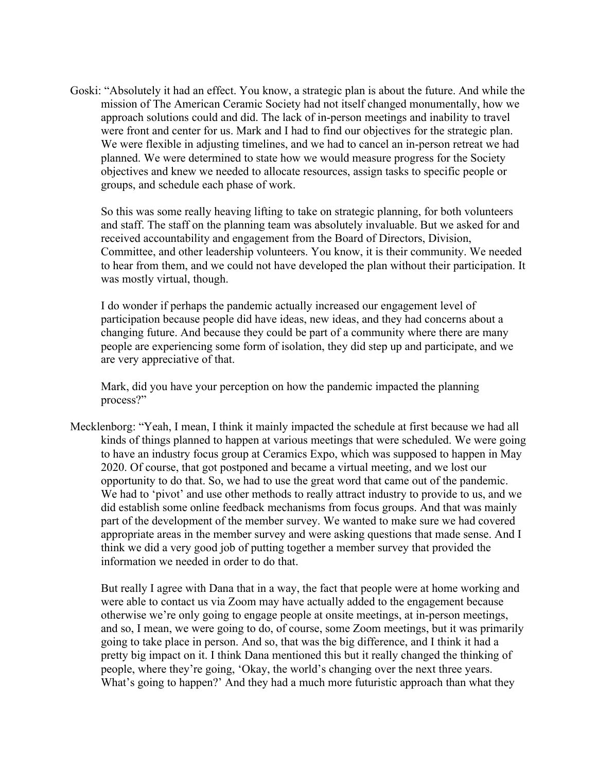Goski: "Absolutely it had an effect. You know, a strategic plan is about the future. And while the mission of The American Ceramic Society had not itself changed monumentally, how we approach solutions could and did. The lack of in-person meetings and inability to travel were front and center for us. Mark and I had to find our objectives for the strategic plan. We were flexible in adjusting timelines, and we had to cancel an in-person retreat we had planned. We were determined to state how we would measure progress for the Society objectives and knew we needed to allocate resources, assign tasks to specific people or groups, and schedule each phase of work.

So this was some really heaving lifting to take on strategic planning, for both volunteers and staff. The staff on the planning team was absolutely invaluable. But we asked for and received accountability and engagement from the Board of Directors, Division, Committee, and other leadership volunteers. You know, it is their community. We needed to hear from them, and we could not have developed the plan without their participation. It was mostly virtual, though.

I do wonder if perhaps the pandemic actually increased our engagement level of participation because people did have ideas, new ideas, and they had concerns about a changing future. And because they could be part of a community where there are many people are experiencing some form of isolation, they did step up and participate, and we are very appreciative of that.

Mark, did you have your perception on how the pandemic impacted the planning process?"

Mecklenborg: "Yeah, I mean, I think it mainly impacted the schedule at first because we had all kinds of things planned to happen at various meetings that were scheduled. We were going to have an industry focus group at Ceramics Expo, which was supposed to happen in May 2020. Of course, that got postponed and became a virtual meeting, and we lost our opportunity to do that. So, we had to use the great word that came out of the pandemic. We had to 'pivot' and use other methods to really attract industry to provide to us, and we did establish some online feedback mechanisms from focus groups. And that was mainly part of the development of the member survey. We wanted to make sure we had covered appropriate areas in the member survey and were asking questions that made sense. And I think we did a very good job of putting together a member survey that provided the information we needed in order to do that.

But really I agree with Dana that in a way, the fact that people were at home working and were able to contact us via Zoom may have actually added to the engagement because otherwise we're only going to engage people at onsite meetings, at in-person meetings, and so, I mean, we were going to do, of course, some Zoom meetings, but it was primarily going to take place in person. And so, that was the big difference, and I think it had a pretty big impact on it. I think Dana mentioned this but it really changed the thinking of people, where they're going, 'Okay, the world's changing over the next three years. What's going to happen?' And they had a much more futuristic approach than what they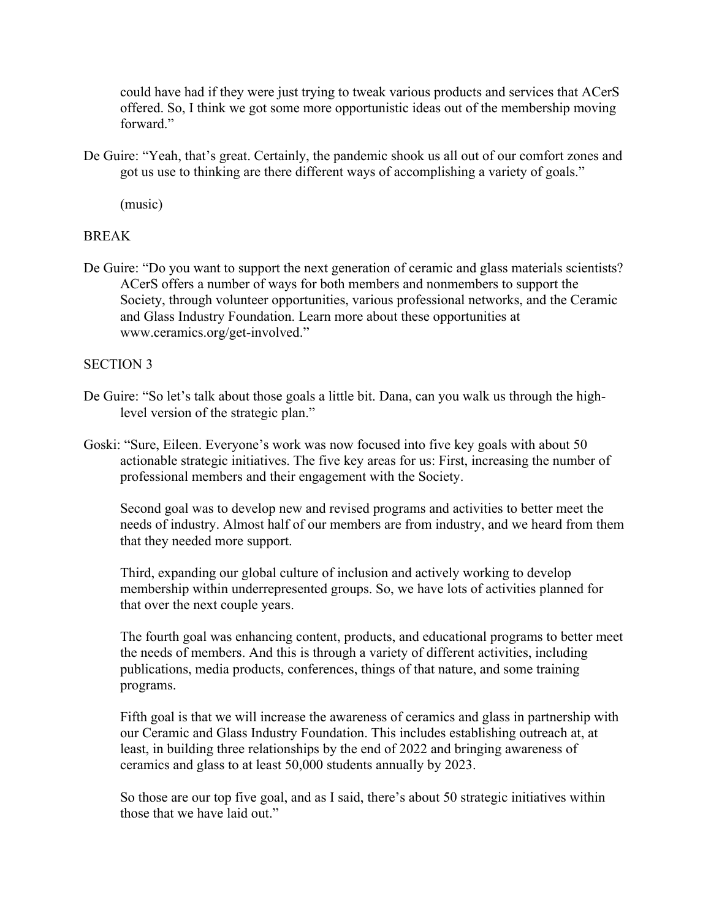could have had if they were just trying to tweak various products and services that ACerS offered. So, I think we got some more opportunistic ideas out of the membership moving forward."

De Guire: "Yeah, that's great. Certainly, the pandemic shook us all out of our comfort zones and got us use to thinking are there different ways of accomplishing a variety of goals."

(music)

BREAK

De Guire: "Do you want to support the next generation of ceramic and glass materials scientists? ACerS offers a number of ways for both members and nonmembers to support the Society, through volunteer opportunities, various professional networks, and the Ceramic and Glass Industry Foundation. Learn more about these opportunities at www.ceramics.org/get-involved."

SECTION 3

De Guire: "So let's talk about those goals a little bit. Dana, can you walk us through the high-level version of the strategic plan."

Goski: "Sure, Eileen. Everyone's work was now focused into five key goals with about 50 actionable strategic initiatives. The five key areas for us: First, increasing the number of professional members and their engagement with the Society.

Second goal was to develop new and revised programs and activities to better meet the needs of industry. Almost half of our members are from industry, and we heard from them that they needed more support.

Third, expanding our global culture of inclusion and actively working to develop membership within underrepresented groups. So, we have lots of activities planned for that over the next couple years.

The fourth goal was enhancing content, products, and educational programs to better meet the needs of members. And this is through a variety of different activities, including publications, media products, conferences, things of that nature, and some training programs.

Fifth goal is that we will increase the awareness of ceramics and glass in partnership with our Ceramic and Glass Industry Foundation. This includes establishing outreach at, at least, in building three relationships by the end of 2022 and bringing awareness of ceramics and glass to at least 50,000 students annually by 2023.

So those are our top five goal, and as I said, there's about 50 strategic initiatives within those that we have laid out."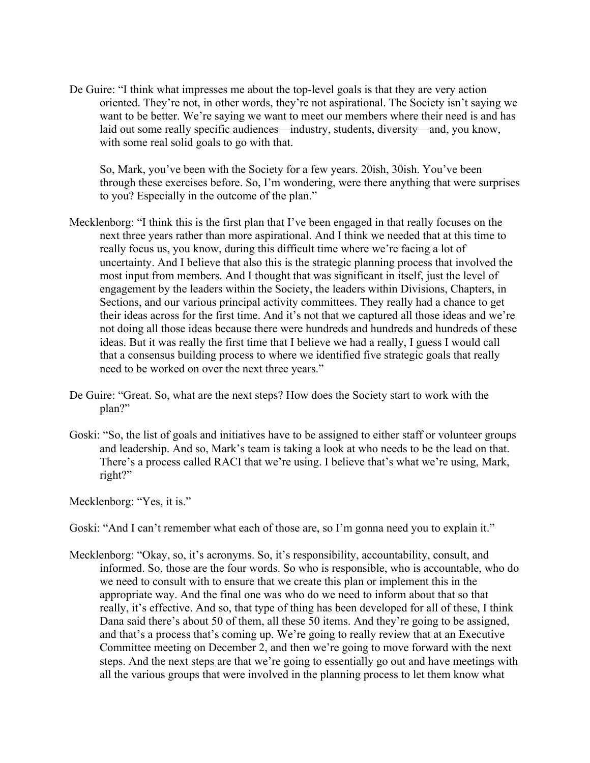De Guire: "I think what impresses me about the top-level goals is that they are very action oriented. They're not, in other words, they're not aspirational. The Society isn't saying we want to be better. We're saying we want to meet our members where their need is and has laid out some really specific audiences—industry, students, diversity—and, you know, with some real solid goals to go with that.

So, Mark, you've been with the Society for a few years. 20ish, 30ish. You've been through these exercises before. So, I'm wondering, were there anything that were surprises to you? Especially in the outcome of the plan."

Mecklenborg: "I think this is the first plan that I've been engaged in that really focuses on the next three years rather than more aspirational. And I think we needed that at this time to really focus us, you know, during this difficult time where we're facing a lot of uncertainty. And I believe that also this is the strategic planning process that involved the most input from members. And I thought that was significant in itself, just the level of engagement by the leaders within the Society, the leaders within Divisions, Chapters, in Sections, and our various principal activity committees. They really had a chance to get their ideas across for the first time. And it's not that we captured all those ideas and we're not doing all those ideas because there were hundreds and hundreds and hundreds of these ideas. But it was really the first time that I believe we had a really, I guess I would call that a consensus building process to where we identified five strategic goals that really need to be worked on over the next three years."

De Guire: "Great. So, what are the next steps? How does the Society start to work with the plan?"

Goski: "So, the list of goals and initiatives have to be assigned to either staff or volunteer groups and leadership. And so, Mark's team is taking a look at who needs to be the lead on that. There's a process called RACI that we're using. I believe that's what we're using, Mark, right?"

Mecklenborg: "Yes, it is."

Goski: "And I can't remember what each of those are, so I'm gonna need you to explain it."

Mecklenborg: "Okay, so, it's acronyms. So, it's responsibility, accountability, consult, and informed. So, those are the four words. So who is responsible, who is accountable, who do we need to consult with to ensure that we create this plan or implement this in the appropriate way. And the final one was who do we need to inform about that so that really, it's effective. And so, that type of thing has been developed for all of these, I think Dana said there's about 50 of them, all these 50 items. And they're going to be assigned, and that's a process that's coming up. We're going to really review that at an Executive Committee meeting on December 2, and then we're going to move forward with the next steps. And the next steps are that we're going to essentially go out and have meetings with all the various groups that were involved in the planning process to let them know what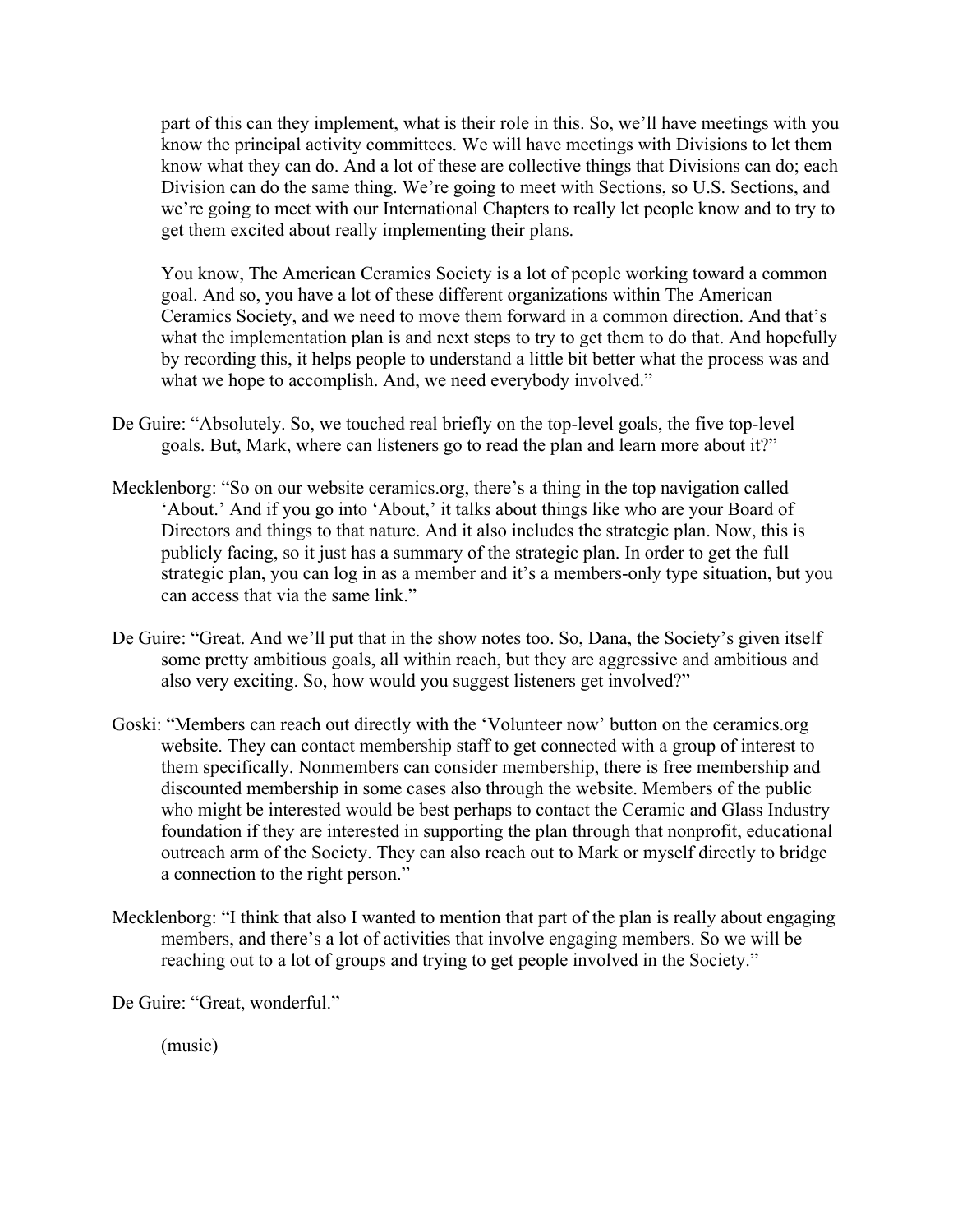part of this can they implement, what is their role in this. So, we'll have meetings with you know the principal activity committees. We will have meetings with Divisions to let them know what they can do. And a lot of these are collective things that Divisions can do; each Division can do the same thing. We're going to meet with Sections, so U.S. Sections, and we're going to meet with our International Chapters to really let people know and to try to get them excited about really implementing their plans.

You know, The American Ceramics Society is a lot of people working toward a common goal. And so, you have a lot of these different organizations within The American Ceramics Society, and we need to move them forward in a common direction. And that's what the implementation plan is and next steps to try to get them to do that. And hopefully by recording this, it helps people to understand a little bit better what the process was and what we hope to accomplish. And, we need everybody involved."

De Guire: "Absolutely. So, we touched real briefly on the top-level goals, the five top-level goals. But, Mark, where can listeners go to read the plan and learn more about it?"

Mecklenborg: "So on our website ceramics.org, there's a thing in the top navigation called 'About.' And if you go into 'About,' it talks about things like who are your Board of Directors and things to that nature. And it also includes the strategic plan. Now, this is publicly facing, so it just has a summary of the strategic plan. In order to get the full strategic plan, you can log in as a member and it's a members-only type situation, but you can access that via the same link."

De Guire: "Great. And we'll put that in the show notes too. So, Dana, the Society's given itself some pretty ambitious goals, all within reach, but they are aggressive and ambitious and also very exciting. So, how would you suggest listeners get involved?"

Goski: "Members can reach out directly with the 'Volunteer now' button on the ceramics.org website. They can contact membership staff to get connected with a group of interest to them specifically. Nonmembers can consider membership, there is free membership and discounted membership in some cases also through the website. Members of the public who might be interested would be best perhaps to contact the Ceramic and Glass Industry foundation if they are interested in supporting the plan through that nonprofit, educational outreach arm of the Society. They can also reach out to Mark or myself directly to bridge a connection to the right person."

Mecklenborg: "I think that also I wanted to mention that part of the plan is really about engaging members, and there's a lot of activities that involve engaging members. So we will be reaching out to a lot of groups and trying to get people involved in the Society."

De Guire: "Great, wonderful."

(music)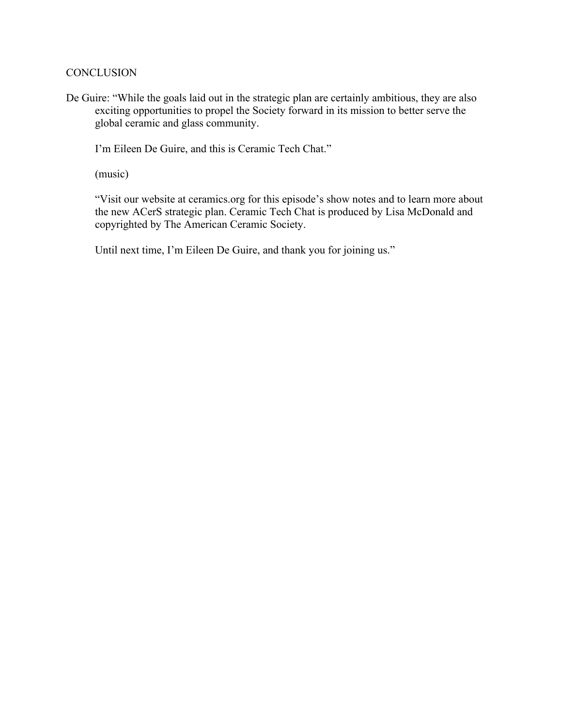CONCLUSION

De Guire: "While the goals laid out in the strategic plan are certainly ambitious, they are also exciting opportunities to propel the Society forward in its mission to better serve the global ceramic and glass community.

I'm Eileen De Guire, and this is Ceramic Tech Chat."

(music)

"Visit our website at ceramics.org for this episode's show notes and to learn more about the new ACerS strategic plan. Ceramic Tech Chat is produced by Lisa McDonald and copyrighted by The American Ceramic Society.

Until next time, I'm Eileen De Guire, and thank you for joining us."